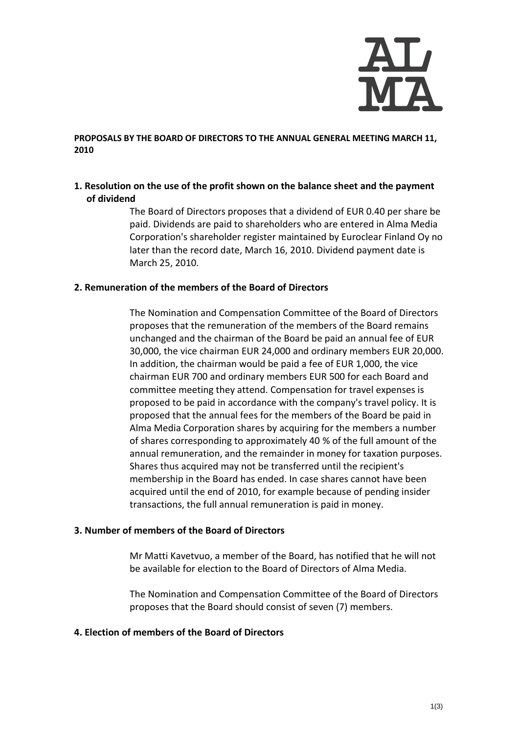**PROPOSALS BY THE BOARD OF DIRECTORS TO THE ANNUAL GENERAL MEETING MARCH 11, 2010**

## 1. Resolution on the use of the profit shown on the balance sheet and the payment of dividend

The Board of Directors proposes that a dividend of EUR 0.40 per share be paid. Dividends are paid to shareholders who are entered in Alma Media Corporation's shareholder register maintained by Euroclear Finland Oy no later than the record date, March 16, 2010. Dividend payment date is March 25, 2010.

## 2. Remuneration of the members of the Board of Directors

The Nomination and Compensation Committee of the Board of Directors proposes that the remuneration of the members of the Board remains unchanged and the chairman of the Board be paid an annual fee of EUR 30,000, the vice chairman EUR 24,000 and ordinary members EUR 20,000. In addition, the chairman would be paid a fee of EUR 1,000, the vice chairman EUR 700 and ordinary members EUR 500 for each Board and committee meeting they attend. Compensation for travel expenses is proposed to be paid in accordance with the company's travel policy. It is proposed that the annual fees for the members of the Board be paid in Alma Media Corporation shares by acquiring for the members a number of shares corresponding to approximately 40 % of the full amount of the annual remuneration, and the remainder in money for taxation purposes. Shares thus acquired may not be transferred until the recipient's membership in the Board has ended. In case shares cannot have been acquired until the end of 2010, for example because of pending insider transactions, the full annual remuneration is paid in money.

## 3. Number of members of the Board of Directors

Mr Matti Kavetvuo, a member of the Board, has notified that he will not be available for election to the Board of Directors of Alma Media.

The Nomination and Compensation Committee of the Board of Directors proposes that the Board should consist of seven (7) members.

## 4. Election of members of the Board of Directors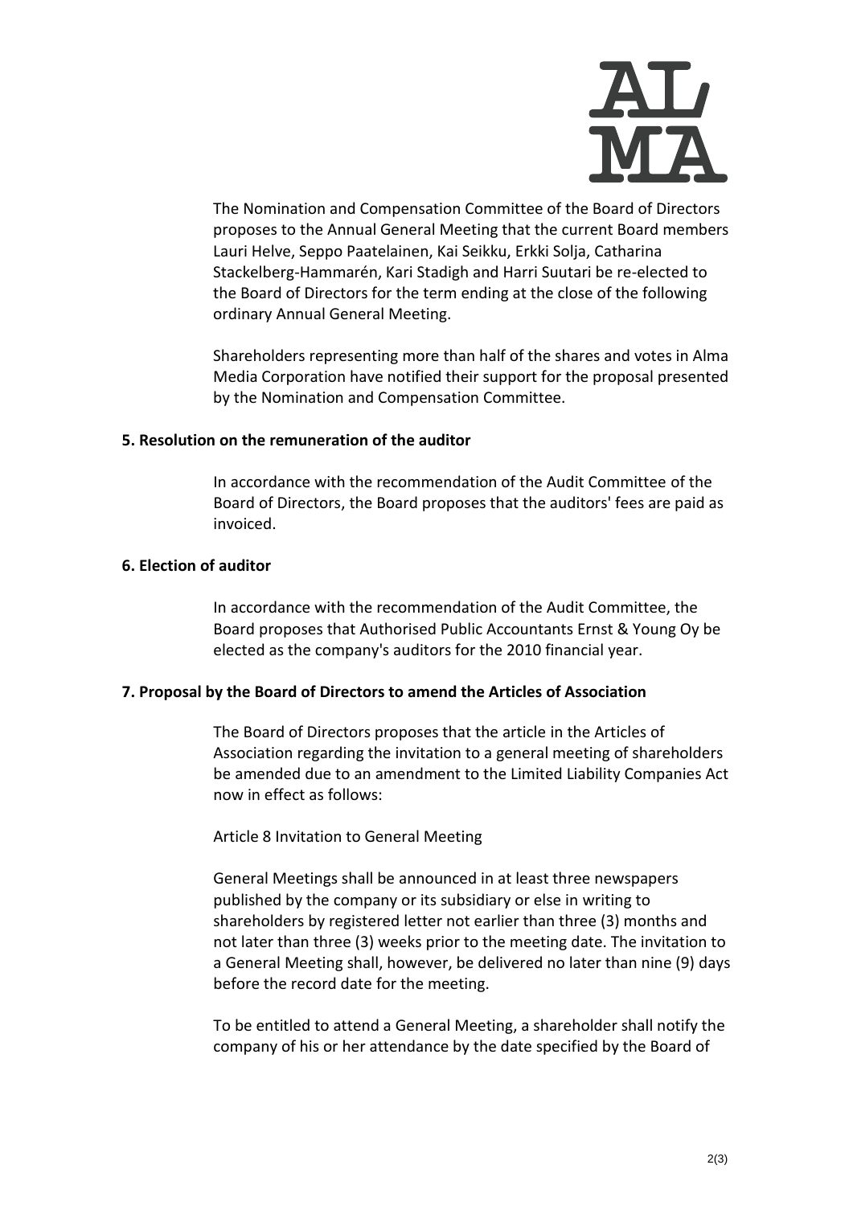The Nomination and Compensation Committee of the Board of Directors proposes to the Annual General Meeting that the current Board members Lauri Helve, Seppo Paatelainen, Kai Seikku, Erkki Solja, Catharina Stackelberg-Hammarén, Kari Stadigh and Harri Suutari be re-elected to the Board of Directors for the term ending at the close of the following ordinary Annual General Meeting.

Shareholders representing more than half of the shares and votes in Alma Media Corporation have notified their support for the proposal presented by the Nomination and Compensation Committee.

**5. Resolution on the remuneration of the auditor**

In accordance with the recommendation of the Audit Committee of the Board of Directors, the Board proposes that the auditors' fees are paid as invoiced.

**6. Election of auditor**

In accordance with the recommendation of the Audit Committee, the Board proposes that Authorised Public Accountants Ernst & Young Oy be elected as the company's auditors for the 2010 financial year.

**7. Proposal by the Board of Directors to amend the Articles of Association**

The Board of Directors proposes that the article in the Articles of Association regarding the invitation to a general meeting of shareholders be amended due to an amendment to the Limited Liability Companies Act now in effect as follows:

Article 8 Invitation to General Meeting

General Meetings shall be announced in at least three newspapers published by the company or its subsidiary or else in writing to shareholders by registered letter not earlier than three (3) months and not later than three (3) weeks prior to the meeting date. The invitation to a General Meeting shall, however, be delivered no later than nine (9) days before the record date for the meeting.

To be entitled to attend a General Meeting, a shareholder shall notify the company of his or her attendance by the date specified by the Board of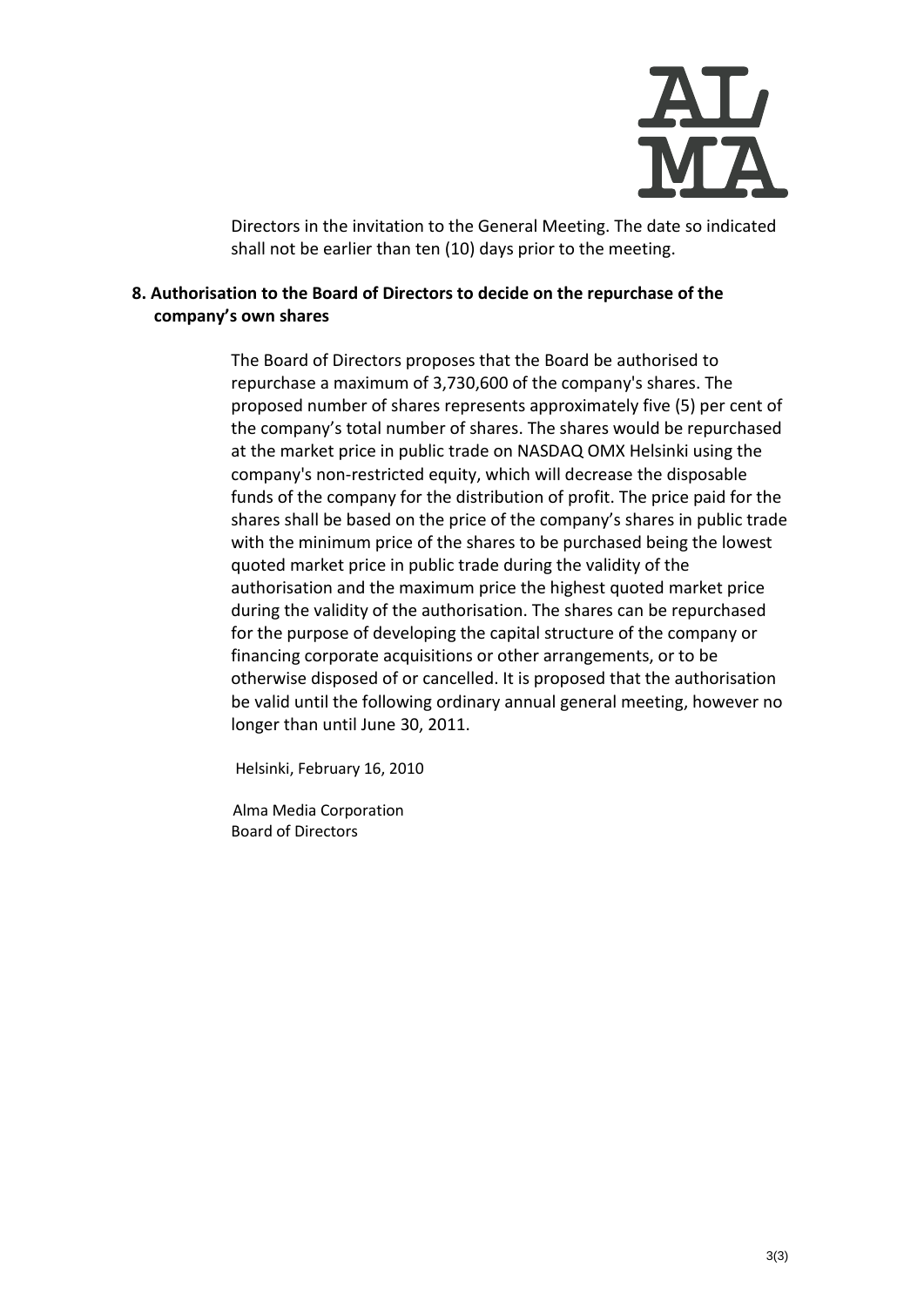Directors in the invitation to the General Meeting. The date so indicated shall not be earlier than ten (10) days prior to the meeting.

## 8. Authorisation to the Board of Directors to decide on the repurchase of the company's own shares

The Board of Directors proposes that the Board be authorised to repurchase a maximum of 3,730,600 of the company's shares. The proposed number of shares represents approximately five (5) per cent of the company's total number of shares. The shares would be repurchased at the market price in public trade on NASDAQ OMX Helsinki using the company's non-restricted equity, which will decrease the disposable funds of the company for the distribution of profit. The price paid for the shares shall be based on the price of the company's shares in public trade with the minimum price of the shares to be purchased being the lowest quoted market price in public trade during the validity of the authorisation and the maximum price the highest quoted market price during the validity of the authorisation. The shares can be repurchased for the purpose of developing the capital structure of the company or financing corporate acquisitions or other arrangements, or to be otherwise disposed of or cancelled. It is proposed that the authorisation be valid until the following ordinary annual general meeting, however no longer than until June 30, 2011.

Helsinki, February 16, 2010

Alma Media Corporation
Board of Directors